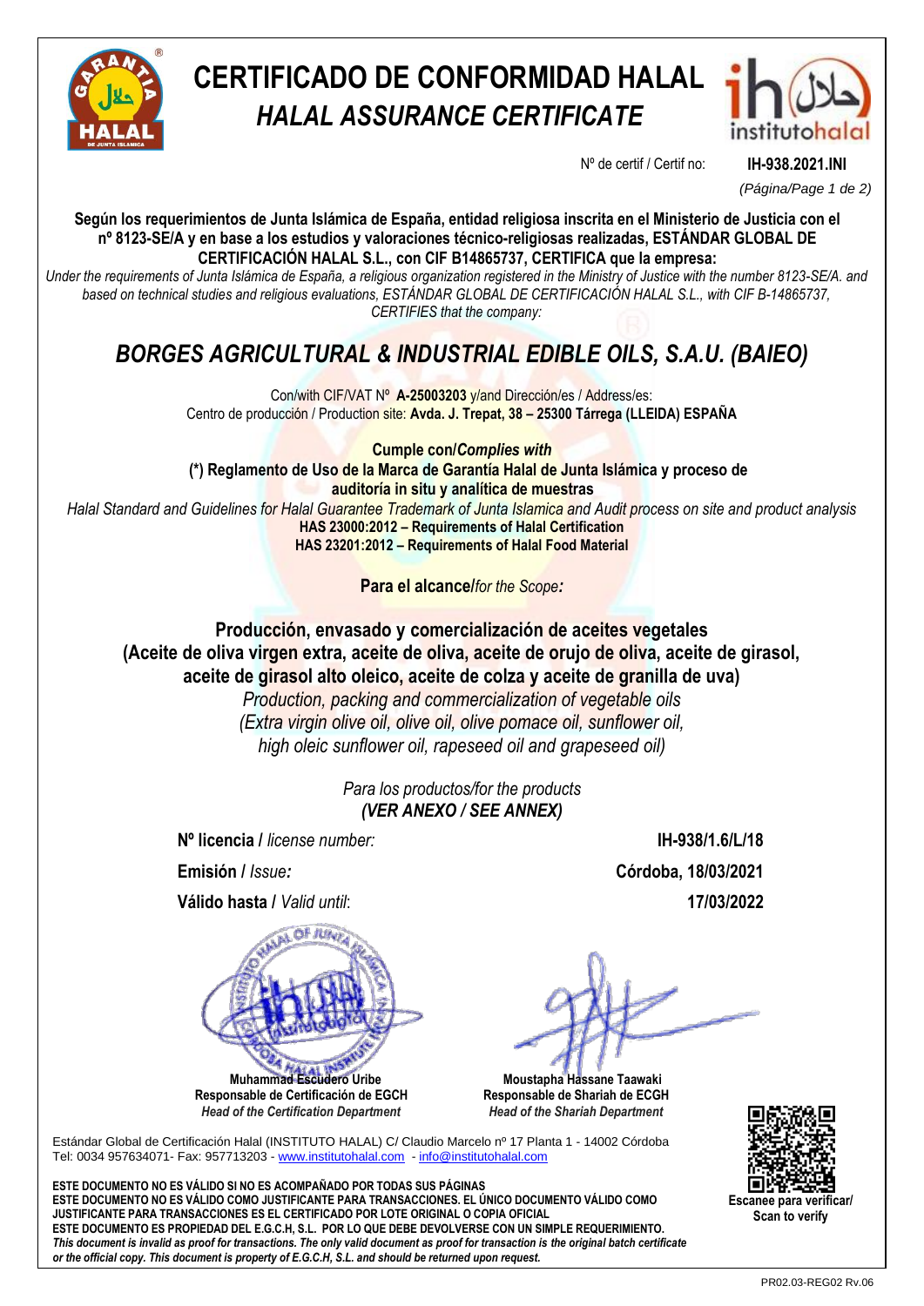# CERTIFICADO DE CONFORMIDAD HALAL

## *HALAL ASSURANCE CERTIFICATE*

Nº de certif / Certif no: **IH-938.2021.INI**

**Según los requerimientos de Junta Islámica de España, entidad religiosa inscrita en el Ministerio de Justicia con el nº 8123-SE/A y en base a los estudios y valoraciones técnico-religiosas realizadas, ESTÁNDAR GLOBAL DE CERTIFICACIÓN HALAL S.L., con CIF B14865737, CERTIFICA que la empresa:**

*Under the requirements of Junta Islámica de España, a religious organization registered in the Ministry of Justice with the number 8123-SE/A. and based on technical studies and religious evaluations, ESTÁNDAR GLOBAL DE CERTIFICACIÓN HALAL S.L., with CIF B-14865737, CERTIFIES that the company:*

## *BORGES AGRICULTURAL & INDUSTRIAL EDIBLE OILS, S.A.U. (BAIEO)*

Con/with CIF/VAT Nº **A-25003203** y/and Dirección/es / Address/es:
Centro de producción / Production site: **Avda. J. Trepat, 38 – 25300 Tárrega (LLEIDA) ESPAÑA**

**Cumple con/*Complies with***
**(\*) Reglamento de Uso de la Marca de Garantía Halal de Junta Islámica y proceso de auditoría in situ y analítica de muestras**
*Halal Standard and Guidelines for Halal Guarantee Trademark of Junta Islamica and Audit process on site and product analysis*
**HAS 23000:2012 – Requirements of Halal Certification**
**HAS 23201:2012 – Requirements of Halal Food Material**

**Para el alcance/***for the Scope***:**

**Producción, envasado y comercialización de aceites vegetales (Aceite de oliva virgen extra, aceite de oliva, aceite de orujo de oliva, aceite de girasol, aceite de girasol alto oleico, aceite de colza y aceite de granilla de uva)**
*Production, packing and commercialization of vegetable oils (Extra virgin olive oil, olive oil, olive pomace oil, sunflower oil, high oleic sunflower oil, rapeseed oil and grapeseed oil)*

*Para los productos/for the products*
***(VER ANEXO / SEE ANNEX)***

| | |
|---|---|
| **Nº licencia** / *license number:* | **IH-938/1.6/L/18** |
| **Emisión** / *Issue:* | **Córdoba, 18/03/2021** |
| **Válido hasta** / *Valid until*: | **17/03/2022** |

**Muhammad Escudero Uribe**
**Responsable de Certificación de EGCH**
***Head of the Certification Department***

**Moustapha Hassane Taawaki**
**Responsable de Shariah de ECGH**
***Head of the Shariah Department***

Estándar Global de Certificación Halal (INSTITUTO HALAL) C/ Claudio Marcelo nº 17 Planta 1 - 14002 Córdoba
Tel: 0034 957634071- Fax: 957713203 - www.institutohalal.com - info@institutohalal.com

**Escanee para verificar/ Scan to verify**

**ESTE DOCUMENTO NO ES VÁLIDO SI NO ES ACOMPAÑADO POR TODAS SUS PÁGINAS**
**ESTE DOCUMENTO NO ES VÁLIDO COMO JUSTIFICANTE PARA TRANSACCIONES. EL ÚNICO DOCUMENTO VÁLIDO COMO JUSTIFICANTE PARA TRANSACCIONES ES EL CERTIFICADO POR LOTE ORIGINAL O COPIA OFICIAL**
**ESTE DOCUMENTO ES PROPIEDAD DEL E.G.C.H, S.L. POR LO QUE DEBE DEVOLVERSE CON UN SIMPLE REQUERIMIENTO.**
***This document is invalid as proof for transactions. The only valid document as proof for transaction is the original batch certificate or the official copy. This document is property of E.G.C.H, S.L. and should be returned upon request.***

PR02.03-REG02 Rv.06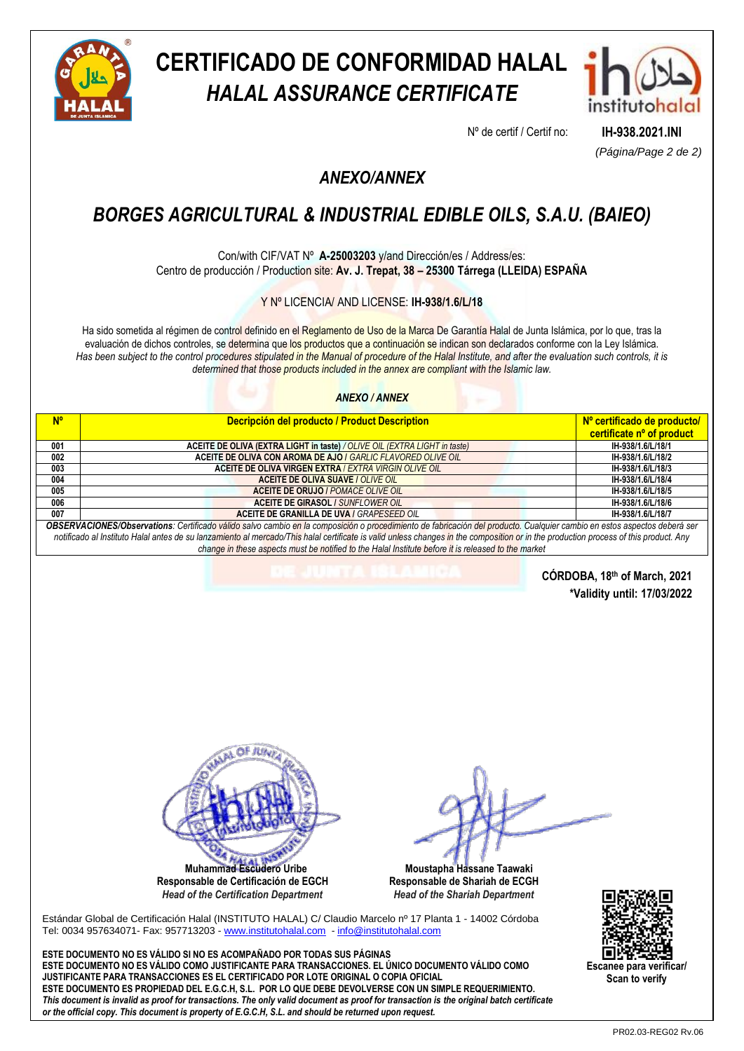# CERTIFICADO DE CONFORMIDAD HALAL
## *HALAL ASSURANCE CERTIFICATE*

Nº de certif / Certif no: **IH-938.2021.INI**

*(Página/Page 2 de 2)*

## *ANEXO/ANNEX*

## *BORGES AGRICULTURAL & INDUSTRIAL EDIBLE OILS, S.A.U. (BAIEO)*

Con/with CIF/VAT Nº **A-25003203** y/and Dirección/es / Address/es:
Centro de producción / Production site: **Av. J. Trepat, 38 – 25300 Tárrega (LLEIDA) ESPAÑA**

Y Nº LICENCIA/ AND LICENSE: **IH-938/1.6/L/18**

Ha sido sometida al régimen de control definido en el Reglamento de Uso de la Marca De Garantía Halal de Junta Islámica, por lo que, tras la evaluación de dichos controles, se determina que los productos que a continuación se indican son declarados conforme con la Ley Islámica.
*Has been subject to the control procedures stipulated in the Manual of procedure of the Halal Institute, and after the evaluation such controls, it is determined that those products included in the annex are compliant with the Islamic law.*

*ANEXO / ANNEX*

| Nº | Decripción del producto / Product Description | Nº certificado de producto/ certificate nº of product |
|---|---|---|
| 001 | **ACEITE DE OLIVA (EXTRA LIGHT in taste)** / *OLIVE OIL (EXTRA LIGHT in taste)* | IH-938/1.6/L/18/1 |
| 002 | **ACEITE DE OLIVA CON AROMA DE AJO** / *GARLIC FLAVORED OLIVE OIL* | IH-938/1.6/L/18/2 |
| 003 | **ACEITE DE OLIVA VIRGEN EXTRA** / *EXTRA VIRGIN OLIVE OIL* | IH-938/1.6/L/18/3 |
| 004 | **ACEITE DE OLIVA SUAVE** / *OLIVE OIL* | IH-938/1.6/L/18/4 |
| 005 | **ACEITE DE ORUJO** / *POMACE OLIVE OIL* | IH-938/1.6/L/18/5 |
| 006 | **ACEITE DE GIRASOL** / *SUNFLOWER OIL* | IH-938/1.6/L/18/6 |
| 007 | **ACEITE DE GRANILLA DE UVA** / *GRAPESEED OIL* | IH-938/1.6/L/18/7 |

***OBSERVACIONES/Observations***: *Certificado válido salvo cambio en la composición o procedimiento de fabricación del producto. Cualquier cambio en estos aspectos deberá ser notificado al Instituto Halal antes de su lanzamiento al mercado/This halal certificate is valid unless changes in the composition or in the production process of this product. Any change in these aspects must be notified to the Halal Institute before it is released to the market*

**CÓRDOBA, 18th of March, 2021**
**\*Validity until: 17/03/2022**

**Muhammad Escudero Uribe**
**Responsable de Certificación de EGCH**
***Head of the Certification Department***

**Moustapha Hassane Taawaki**
**Responsable de Shariah de ECGH**
***Head of the Shariah Department***

Estándar Global de Certificación Halal (INSTITUTO HALAL) C/ Claudio Marcelo nº 17 Planta 1 - 14002 Córdoba
Tel: 0034 957634071- Fax: 957713203 - www.institutohalal.com - info@institutohalal.com

**Escanee para verificar/ Scan to verify**

**ESTE DOCUMENTO NO ES VÁLIDO SI NO ES ACOMPAÑADO POR TODAS SUS PÁGINAS**
**ESTE DOCUMENTO NO ES VÁLIDO COMO JUSTIFICANTE PARA TRANSACCIONES. EL ÚNICO DOCUMENTO VÁLIDO COMO JUSTIFICANTE PARA TRANSACCIONES ES EL CERTIFICADO POR LOTE ORIGINAL O COPIA OFICIAL**
**ESTE DOCUMENTO ES PROPIEDAD DEL E.G.C.H, S.L. POR LO QUE DEBE DEVOLVERSE CON UN SIMPLE REQUERIMIENTO.**
***This document is invalid as proof for transactions. The only valid document as proof for transaction is the original batch certificate or the official copy. This document is property of E.G.C.H, S.L. and should be returned upon request.***

PR02.03-REG02 Rv.06